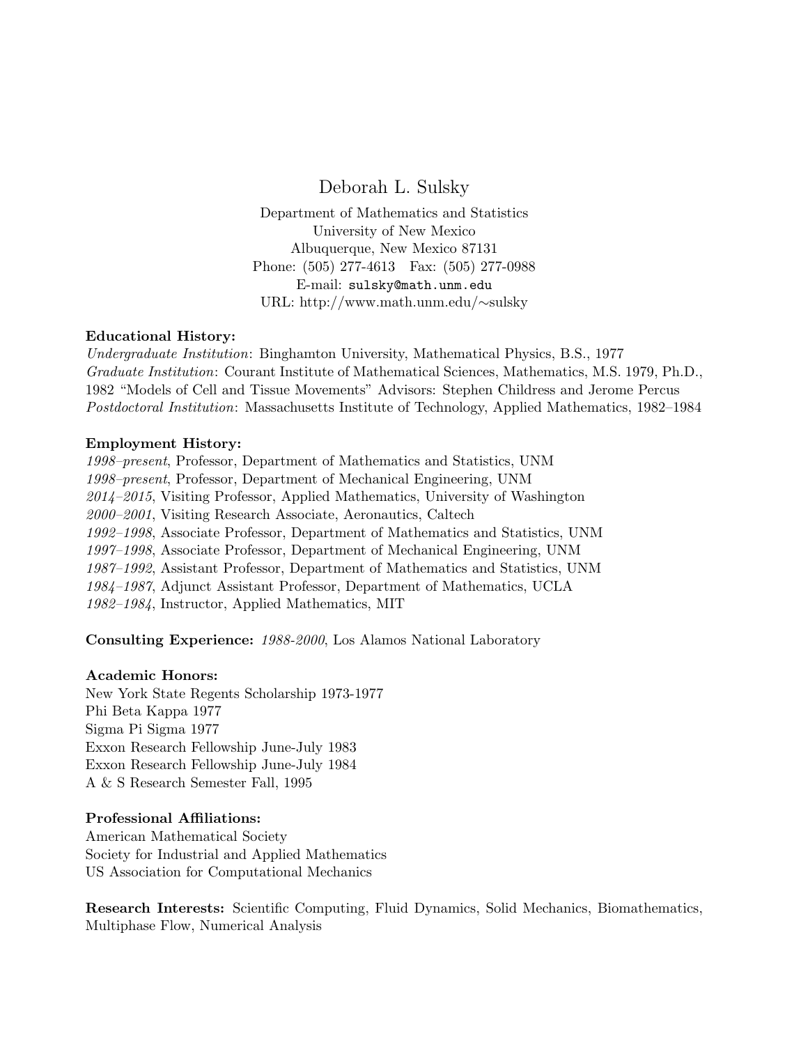# Deborah L. Sulsky

Department of Mathematics and Statistics
University of New Mexico
Albuquerque, New Mexico 87131
Phone: (505) 277-4613   Fax: (505) 277-0988
E-mail: `sulsky@math.unm.edu`
URL: http://www.math.unm.edu/∼sulsky

**Educational History:**
*Undergraduate Institution*: Binghamton University, Mathematical Physics, B.S., 1977
*Graduate Institution*: Courant Institute of Mathematical Sciences, Mathematics, M.S. 1979, Ph.D., 1982 "Models of Cell and Tissue Movements" Advisors: Stephen Childress and Jerome Percus
*Postdoctoral Institution*: Massachusetts Institute of Technology, Applied Mathematics, 1982–1984

**Employment History:**
*1998–present*, Professor, Department of Mathematics and Statistics, UNM
*1998–present*, Professor, Department of Mechanical Engineering, UNM
*2014–2015*, Visiting Professor, Applied Mathematics, University of Washington
*2000–2001*, Visiting Research Associate, Aeronautics, Caltech
*1992–1998*, Associate Professor, Department of Mathematics and Statistics, UNM
*1997–1998*, Associate Professor, Department of Mechanical Engineering, UNM
*1987–1992*, Assistant Professor, Department of Mathematics and Statistics, UNM
*1984–1987*, Adjunct Assistant Professor, Department of Mathematics, UCLA
*1982–1984*, Instructor, Applied Mathematics, MIT

**Consulting Experience:** *1988-2000*, Los Alamos National Laboratory

**Academic Honors:**
New York State Regents Scholarship 1973-1977
Phi Beta Kappa 1977
Sigma Pi Sigma 1977
Exxon Research Fellowship June-July 1983
Exxon Research Fellowship June-July 1984
A & S Research Semester Fall, 1995

**Professional Affiliations:**
American Mathematical Society
Society for Industrial and Applied Mathematics
US Association for Computational Mechanics

**Research Interests:** Scientific Computing, Fluid Dynamics, Solid Mechanics, Biomathematics, Multiphase Flow, Numerical Analysis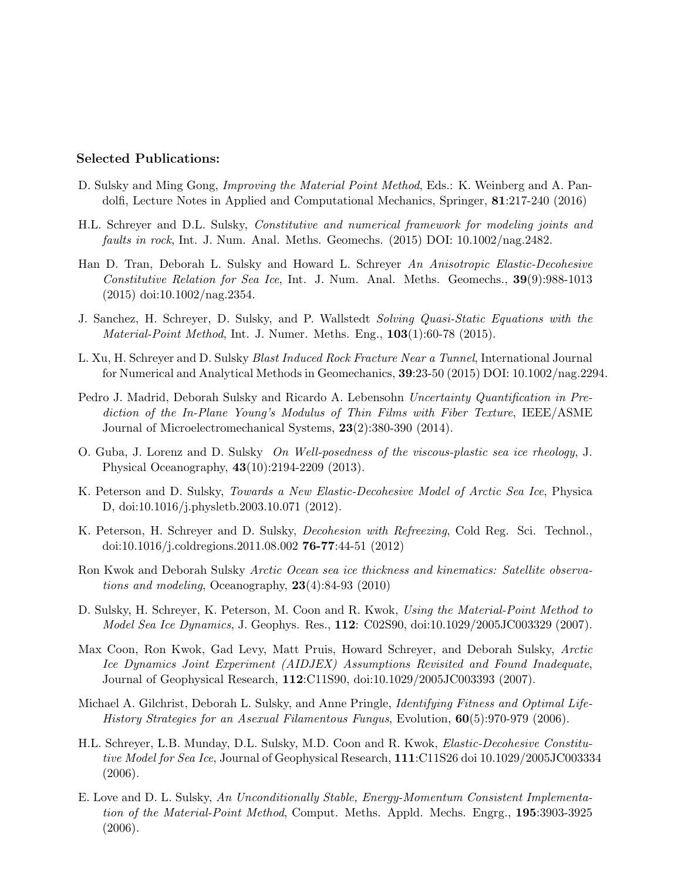**Selected Publications:**

D. Sulsky and Ming Gong, *Improving the Material Point Method*, Eds.: K. Weinberg and A. Pandolfi, Lecture Notes in Applied and Computational Mechanics, Springer, **81**:217-240 (2016)

H.L. Schreyer and D.L. Sulsky, *Constitutive and numerical framework for modeling joints and faults in rock*, Int. J. Num. Anal. Meths. Geomechs. (2015) DOI: 10.1002/nag.2482.

Han D. Tran, Deborah L. Sulsky and Howard L. Schreyer *An Anisotropic Elastic-Decohesive Constitutive Relation for Sea Ice*, Int. J. Num. Anal. Meths. Geomechs., **39**(9):988-1013 (2015) doi:10.1002/nag.2354.

J. Sanchez, H. Schreyer, D. Sulsky, and P. Wallstedt *Solving Quasi-Static Equations with the Material-Point Method*, Int. J. Numer. Meths. Eng., **103**(1):60-78 (2015).

L. Xu, H. Schreyer and D. Sulsky *Blast Induced Rock Fracture Near a Tunnel*, International Journal for Numerical and Analytical Methods in Geomechanics, **39**:23-50 (2015) DOI: 10.1002/nag.2294.

Pedro J. Madrid, Deborah Sulsky and Ricardo A. Lebensohn *Uncertainty Quantification in Prediction of the In-Plane Young's Modulus of Thin Films with Fiber Texture*, IEEE/ASME Journal of Microelectromechanical Systems, **23**(2):380-390 (2014).

O. Guba, J. Lorenz and D. Sulsky *On Well-posedness of the viscous-plastic sea ice rheology*, J. Physical Oceanography, **43**(10):2194-2209 (2013).

K. Peterson and D. Sulsky, *Towards a New Elastic-Decohesive Model of Arctic Sea Ice*, Physica D, doi:10.1016/j.physletb.2003.10.071 (2012).

K. Peterson, H. Schreyer and D. Sulsky, *Decohesion with Refreezing*, Cold Reg. Sci. Technol., doi:10.1016/j.coldregions.2011.08.002 **76-77**:44-51 (2012)

Ron Kwok and Deborah Sulsky *Arctic Ocean sea ice thickness and kinematics: Satellite observations and modeling*, Oceanography, **23**(4):84-93 (2010)

D. Sulsky, H. Schreyer, K. Peterson, M. Coon and R. Kwok, *Using the Material-Point Method to Model Sea Ice Dynamics*, J. Geophys. Res., **112**: C02S90, doi:10.1029/2005JC003329 (2007).

Max Coon, Ron Kwok, Gad Levy, Matt Pruis, Howard Schreyer, and Deborah Sulsky, *Arctic Ice Dynamics Joint Experiment (AIDJEX) Assumptions Revisited and Found Inadequate*, Journal of Geophysical Research, **112**:C11S90, doi:10.1029/2005JC003393 (2007).

Michael A. Gilchrist, Deborah L. Sulsky, and Anne Pringle, *Identifying Fitness and Optimal Life-History Strategies for an Asexual Filamentous Fungus*, Evolution, **60**(5):970-979 (2006).

H.L. Schreyer, L.B. Munday, D.L. Sulsky, M.D. Coon and R. Kwok, *Elastic-Decohesive Constitutive Model for Sea Ice*, Journal of Geophysical Research, **111**:C11S26 doi 10.1029/2005JC003334 (2006).

E. Love and D. L. Sulsky, *An Unconditionally Stable, Energy-Momentum Consistent Implementation of the Material-Point Method*, Comput. Meths. Appld. Mechs. Engrg., **195**:3903-3925 (2006).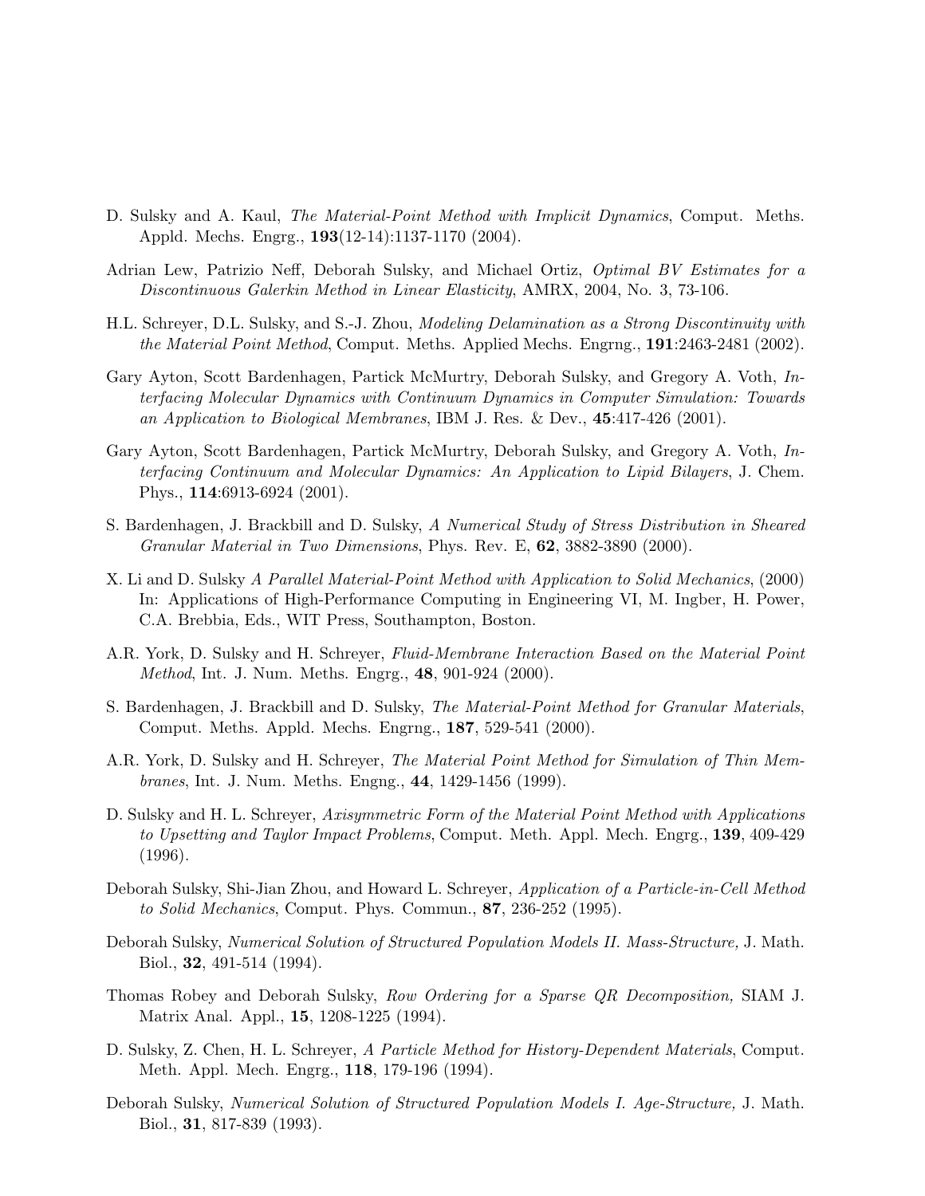D. Sulsky and A. Kaul, *The Material-Point Method with Implicit Dynamics*, Comput. Meths. Appld. Mechs. Engrg., **193**(12-14):1137-1170 (2004).

Adrian Lew, Patrizio Neff, Deborah Sulsky, and Michael Ortiz, *Optimal BV Estimates for a Discontinuous Galerkin Method in Linear Elasticity*, AMRX, 2004, No. 3, 73-106.

H.L. Schreyer, D.L. Sulsky, and S.-J. Zhou, *Modeling Delamination as a Strong Discontinuity with the Material Point Method*, Comput. Meths. Applied Mechs. Engrng., **191**:2463-2481 (2002).

Gary Ayton, Scott Bardenhagen, Partick McMurtry, Deborah Sulsky, and Gregory A. Voth, *Interfacing Molecular Dynamics with Continuum Dynamics in Computer Simulation: Towards an Application to Biological Membranes*, IBM J. Res. & Dev., **45**:417-426 (2001).

Gary Ayton, Scott Bardenhagen, Partick McMurtry, Deborah Sulsky, and Gregory A. Voth, *Interfacing Continuum and Molecular Dynamics: An Application to Lipid Bilayers*, J. Chem. Phys., **114**:6913-6924 (2001).

S. Bardenhagen, J. Brackbill and D. Sulsky, *A Numerical Study of Stress Distribution in Sheared Granular Material in Two Dimensions*, Phys. Rev. E, **62**, 3882-3890 (2000).

X. Li and D. Sulsky *A Parallel Material-Point Method with Application to Solid Mechanics*, (2000) In: Applications of High-Performance Computing in Engineering VI, M. Ingber, H. Power, C.A. Brebbia, Eds., WIT Press, Southampton, Boston.

A.R. York, D. Sulsky and H. Schreyer, *Fluid-Membrane Interaction Based on the Material Point Method*, Int. J. Num. Meths. Engrg., **48**, 901-924 (2000).

S. Bardenhagen, J. Brackbill and D. Sulsky, *The Material-Point Method for Granular Materials*, Comput. Meths. Appld. Mechs. Engrng., **187**, 529-541 (2000).

A.R. York, D. Sulsky and H. Schreyer, *The Material Point Method for Simulation of Thin Membranes*, Int. J. Num. Meths. Engng., **44**, 1429-1456 (1999).

D. Sulsky and H. L. Schreyer, *Axisymmetric Form of the Material Point Method with Applications to Upsetting and Taylor Impact Problems*, Comput. Meth. Appl. Mech. Engrg., **139**, 409-429 (1996).

Deborah Sulsky, Shi-Jian Zhou, and Howard L. Schreyer, *Application of a Particle-in-Cell Method to Solid Mechanics*, Comput. Phys. Commun., **87**, 236-252 (1995).

Deborah Sulsky, *Numerical Solution of Structured Population Models II. Mass-Structure,* J. Math. Biol., **32**, 491-514 (1994).

Thomas Robey and Deborah Sulsky, *Row Ordering for a Sparse QR Decomposition,* SIAM J. Matrix Anal. Appl., **15**, 1208-1225 (1994).

D. Sulsky, Z. Chen, H. L. Schreyer, *A Particle Method for History-Dependent Materials*, Comput. Meth. Appl. Mech. Engrg., **118**, 179-196 (1994).

Deborah Sulsky, *Numerical Solution of Structured Population Models I. Age-Structure,* J. Math. Biol., **31**, 817-839 (1993).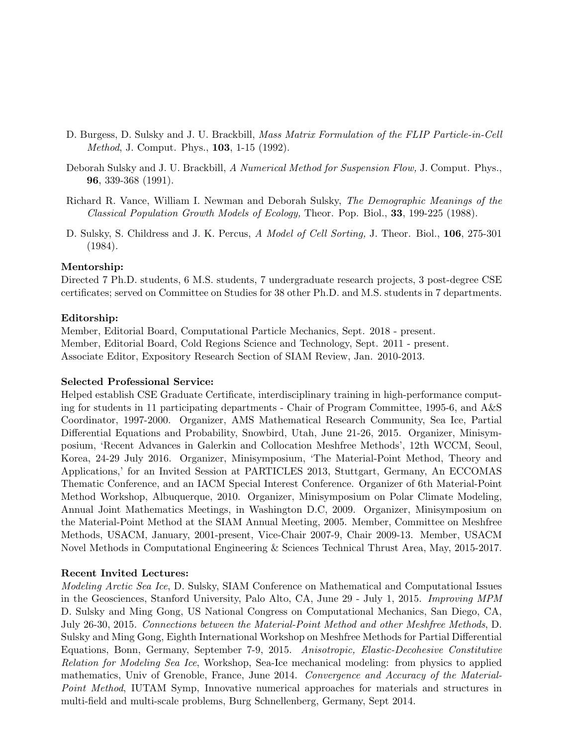D. Burgess, D. Sulsky and J. U. Brackbill, *Mass Matrix Formulation of the FLIP Particle-in-Cell Method*, J. Comput. Phys., **103**, 1-15 (1992).

Deborah Sulsky and J. U. Brackbill, *A Numerical Method for Suspension Flow,* J. Comput. Phys., **96**, 339-368 (1991).

Richard R. Vance, William I. Newman and Deborah Sulsky, *The Demographic Meanings of the Classical Population Growth Models of Ecology,* Theor. Pop. Biol., **33**, 199-225 (1988).

D. Sulsky, S. Childress and J. K. Percus, *A Model of Cell Sorting,* J. Theor. Biol., **106**, 275-301 (1984).

**Mentorship:**
Directed 7 Ph.D. students, 6 M.S. students, 7 undergraduate research projects, 3 post-degree CSE certificates; served on Committee on Studies for 38 other Ph.D. and M.S. students in 7 departments.

**Editorship:**
Member, Editorial Board, Computational Particle Mechanics, Sept. 2018 - present.
Member, Editorial Board, Cold Regions Science and Technology, Sept. 2011 - present.
Associate Editor, Expository Research Section of SIAM Review, Jan. 2010-2013.

**Selected Professional Service:**
Helped establish CSE Graduate Certificate, interdisciplinary training in high-performance computing for students in 11 participating departments - Chair of Program Committee, 1995-6, and A&S Coordinator, 1997-2000. Organizer, AMS Mathematical Research Community, Sea Ice, Partial Differential Equations and Probability, Snowbird, Utah, June 21-26, 2015. Organizer, Minisymposium, 'Recent Advances in Galerkin and Collocation Meshfree Methods', 12th WCCM, Seoul, Korea, 24-29 July 2016. Organizer, Minisymposium, 'The Material-Point Method, Theory and Applications,' for an Invited Session at PARTICLES 2013, Stuttgart, Germany, An ECCOMAS Thematic Conference, and an IACM Special Interest Conference. Organizer of 6th Material-Point Method Workshop, Albuquerque, 2010. Organizer, Minisymposium on Polar Climate Modeling, Annual Joint Mathematics Meetings, in Washington D.C, 2009. Organizer, Minisymposium on the Material-Point Method at the SIAM Annual Meeting, 2005. Member, Committee on Meshfree Methods, USACM, January, 2001-present, Vice-Chair 2007-9, Chair 2009-13. Member, USACM Novel Methods in Computational Engineering & Sciences Technical Thrust Area, May, 2015-2017.

**Recent Invited Lectures:**
*Modeling Arctic Sea Ice*, D. Sulsky, SIAM Conference on Mathematical and Computational Issues in the Geosciences, Stanford University, Palo Alto, CA, June 29 - July 1, 2015. *Improving MPM* D. Sulsky and Ming Gong, US National Congress on Computational Mechanics, San Diego, CA, July 26-30, 2015. *Connections between the Material-Point Method and other Meshfree Methods*, D. Sulsky and Ming Gong, Eighth International Workshop on Meshfree Methods for Partial Differential Equations, Bonn, Germany, September 7-9, 2015. *Anisotropic, Elastic-Decohesive Constitutive Relation for Modeling Sea Ice*, Workshop, Sea-Ice mechanical modeling: from physics to applied mathematics, Univ of Grenoble, France, June 2014. *Convergence and Accuracy of the Material-Point Method*, IUTAM Symp, Innovative numerical approaches for materials and structures in multi-field and multi-scale problems, Burg Schnellenberg, Germany, Sept 2014.